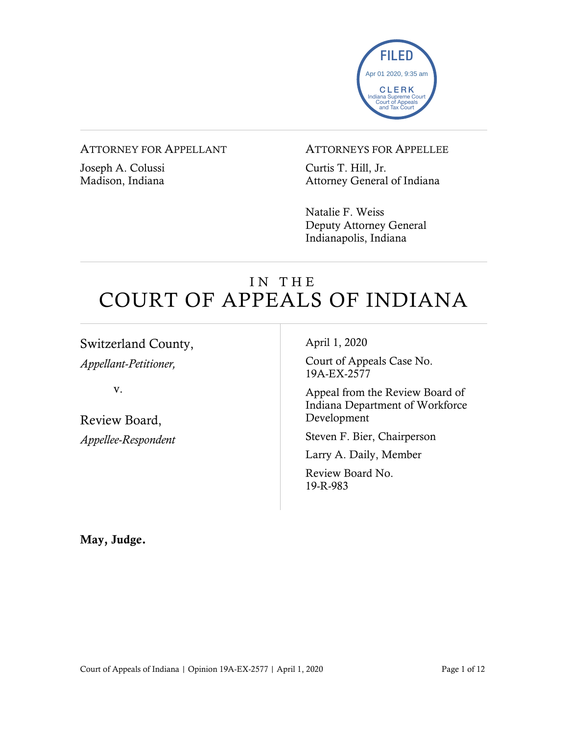FILED
Apr 01 2020, 9:35 am
CLERK
Indiana Supreme Court
Court of Appeals
and Tax Court

---

Attorney for Appellant

Joseph A. Colussi
Madison, Indiana

Attorneys for Appellee

Curtis T. Hill, Jr.
Attorney General of Indiana

Natalie F. Weiss
Deputy Attorney General
Indianapolis, Indiana

---

# In the Court of Appeals of Indiana

Switzerland County,
*Appellant-Petitioner,*

v.

Review Board,
*Appellee-Respondent*

April 1, 2020

Court of Appeals Case No. 19A-EX-2577

Appeal from the Review Board of Indiana Department of Workforce Development

Steven F. Bier, Chairperson

Larry A. Daily, Member

Review Board No. 19-R-983

**May, Judge.**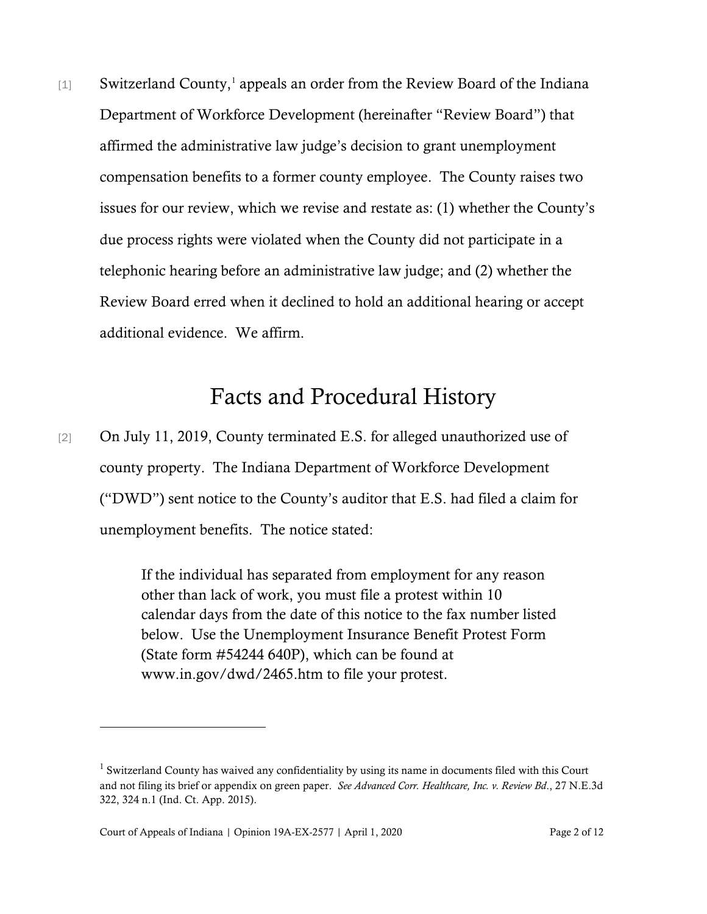[1] Switzerland County,[1] appeals an order from the Review Board of the Indiana Department of Workforce Development (hereinafter "Review Board") that affirmed the administrative law judge's decision to grant unemployment compensation benefits to a former county employee. The County raises two issues for our review, which we revise and restate as: (1) whether the County's due process rights were violated when the County did not participate in a telephonic hearing before an administrative law judge; and (2) whether the Review Board erred when it declined to hold an additional hearing or accept additional evidence. We affirm.

# Facts and Procedural History

[2] On July 11, 2019, County terminated E.S. for alleged unauthorized use of county property. The Indiana Department of Workforce Development ("DWD") sent notice to the County's auditor that E.S. had filed a claim for unemployment benefits. The notice stated:

> If the individual has separated from employment for any reason other than lack of work, you must file a protest within 10 calendar days from the date of this notice to the fax number listed below. Use the Unemployment Insurance Benefit Protest Form (State form #54244 640P), which can be found at www.in.gov/dwd/2465.htm to file your protest.

---

[1] Switzerland County has waived any confidentiality by using its name in documents filed with this Court and not filing its brief or appendix on green paper. *See Advanced Corr. Healthcare, Inc. v. Review Bd.*, 27 N.E.3d 322, 324 n.1 (Ind. Ct. App. 2015).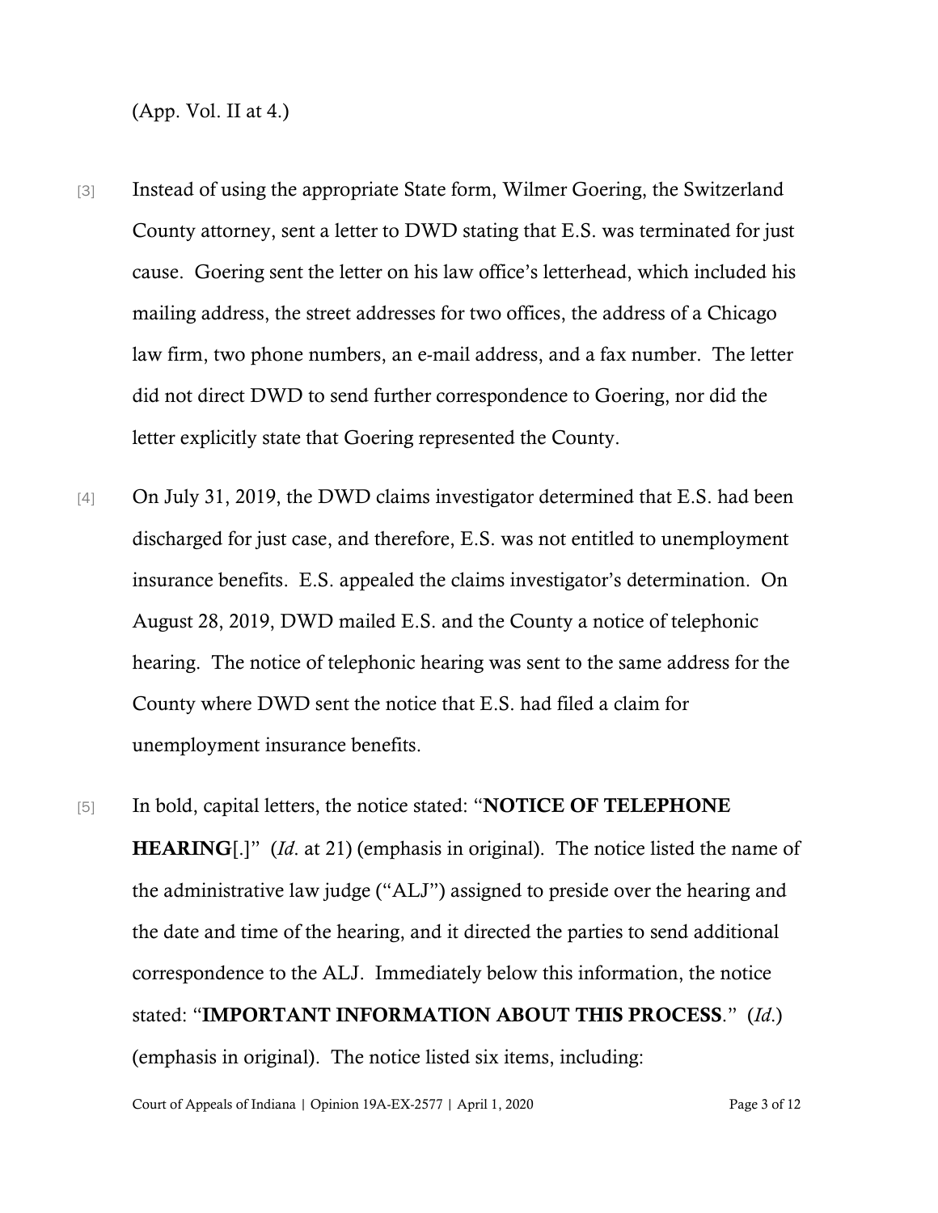(App. Vol. II at 4.)

[3] Instead of using the appropriate State form, Wilmer Goering, the Switzerland County attorney, sent a letter to DWD stating that E.S. was terminated for just cause. Goering sent the letter on his law office's letterhead, which included his mailing address, the street addresses for two offices, the address of a Chicago law firm, two phone numbers, an e-mail address, and a fax number. The letter did not direct DWD to send further correspondence to Goering, nor did the letter explicitly state that Goering represented the County.

[4] On July 31, 2019, the DWD claims investigator determined that E.S. had been discharged for just case, and therefore, E.S. was not entitled to unemployment insurance benefits. E.S. appealed the claims investigator's determination. On August 28, 2019, DWD mailed E.S. and the County a notice of telephonic hearing. The notice of telephonic hearing was sent to the same address for the County where DWD sent the notice that E.S. had filed a claim for unemployment insurance benefits.

[5] In bold, capital letters, the notice stated: "**NOTICE OF TELEPHONE HEARING**[.]" (*Id*. at 21) (emphasis in original). The notice listed the name of the administrative law judge ("ALJ") assigned to preside over the hearing and the date and time of the hearing, and it directed the parties to send additional correspondence to the ALJ. Immediately below this information, the notice stated: "**IMPORTANT INFORMATION ABOUT THIS PROCESS**." (*Id*.) (emphasis in original). The notice listed six items, including: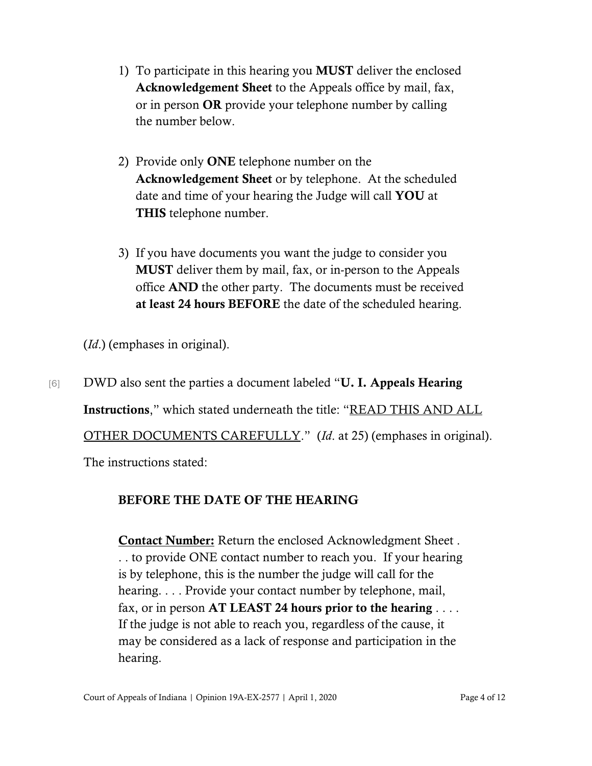1) To participate in this hearing you **MUST** deliver the enclosed **Acknowledgement Sheet** to the Appeals office by mail, fax, or in person **OR** provide your telephone number by calling the number below.

2) Provide only **ONE** telephone number on the **Acknowledgement Sheet** or by telephone. At the scheduled date and time of your hearing the Judge will call **YOU** at **THIS** telephone number.

3) If you have documents you want the judge to consider you **MUST** deliver them by mail, fax, or in-person to the Appeals office **AND** the other party. The documents must be received **at least 24 hours BEFORE** the date of the scheduled hearing.

(*Id.*) (emphases in original).

[6] DWD also sent the parties a document labeled "**U. I. Appeals Hearing Instructions**," which stated underneath the title: "<u>READ THIS AND ALL OTHER DOCUMENTS CAREFULLY</u>." (*Id.* at 25) (emphases in original). The instructions stated:

> **BEFORE THE DATE OF THE HEARING**
>
> <u>**Contact Number:**</u> Return the enclosed Acknowledgment Sheet . . . to provide ONE contact number to reach you. If your hearing is by telephone, this is the number the judge will call for the hearing. . . . Provide your contact number by telephone, mail, fax, or in person **AT LEAST 24 hours prior to the hearing** . . . . If the judge is not able to reach you, regardless of the cause, it may be considered as a lack of response and participation in the hearing.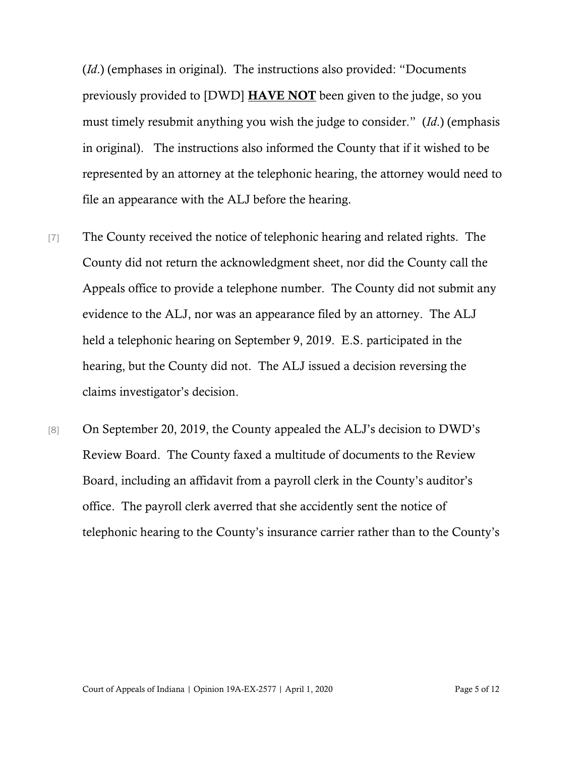(*Id.*) (emphases in original). The instructions also provided: "Documents previously provided to [DWD] <u>**HAVE NOT**</u> been given to the judge, so you must timely resubmit anything you wish the judge to consider." (*Id.*) (emphasis in original). The instructions also informed the County that if it wished to be represented by an attorney at the telephonic hearing, the attorney would need to file an appearance with the ALJ before the hearing.

[7] The County received the notice of telephonic hearing and related rights. The County did not return the acknowledgment sheet, nor did the County call the Appeals office to provide a telephone number. The County did not submit any evidence to the ALJ, nor was an appearance filed by an attorney. The ALJ held a telephonic hearing on September 9, 2019. E.S. participated in the hearing, but the County did not. The ALJ issued a decision reversing the claims investigator's decision.

[8] On September 20, 2019, the County appealed the ALJ's decision to DWD's Review Board. The County faxed a multitude of documents to the Review Board, including an affidavit from a payroll clerk in the County's auditor's office. The payroll clerk averred that she accidently sent the notice of telephonic hearing to the County's insurance carrier rather than to the County's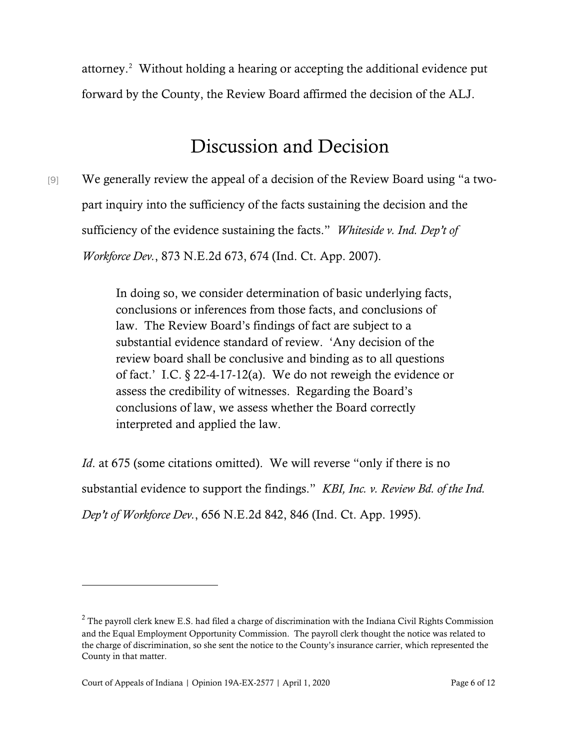attorney.[2] Without holding a hearing or accepting the additional evidence put forward by the County, the Review Board affirmed the decision of the ALJ.

# Discussion and Decision

[9] We generally review the appeal of a decision of the Review Board using "a two-part inquiry into the sufficiency of the facts sustaining the decision and the sufficiency of the evidence sustaining the facts." *Whiteside v. Ind. Dep't of Workforce Dev.*, 873 N.E.2d 673, 674 (Ind. Ct. App. 2007).

> In doing so, we consider determination of basic underlying facts, conclusions or inferences from those facts, and conclusions of law. The Review Board's findings of fact are subject to a substantial evidence standard of review. 'Any decision of the review board shall be conclusive and binding as to all questions of fact.' I.C. § 22-4-17-12(a). We do not reweigh the evidence or assess the credibility of witnesses. Regarding the Board's conclusions of law, we assess whether the Board correctly interpreted and applied the law.

*Id*. at 675 (some citations omitted). We will reverse "only if there is no substantial evidence to support the findings." *KBI, Inc. v. Review Bd. of the Ind. Dep't of Workforce Dev.*, 656 N.E.2d 842, 846 (Ind. Ct. App. 1995).

---

[2] The payroll clerk knew E.S. had filed a charge of discrimination with the Indiana Civil Rights Commission and the Equal Employment Opportunity Commission. The payroll clerk thought the notice was related to the charge of discrimination, so she sent the notice to the County's insurance carrier, which represented the County in that matter.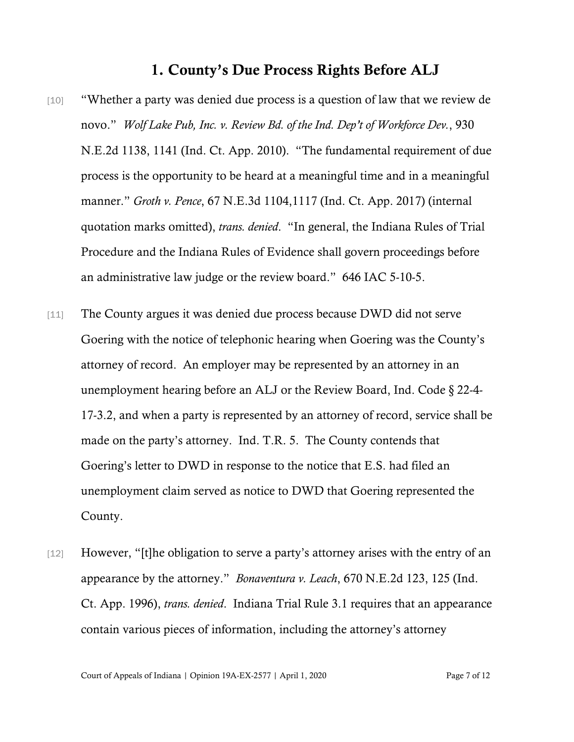## 1. County's Due Process Rights Before ALJ

[10] "Whether a party was denied due process is a question of law that we review de novo." *Wolf Lake Pub, Inc. v. Review Bd. of the Ind. Dep't of Workforce Dev.*, 930 N.E.2d 1138, 1141 (Ind. Ct. App. 2010). "The fundamental requirement of due process is the opportunity to be heard at a meaningful time and in a meaningful manner." *Groth v. Pence*, 67 N.E.3d 1104,1117 (Ind. Ct. App. 2017) (internal quotation marks omitted), *trans. denied*. "In general, the Indiana Rules of Trial Procedure and the Indiana Rules of Evidence shall govern proceedings before an administrative law judge or the review board." 646 IAC 5-10-5.

[11] The County argues it was denied due process because DWD did not serve Goering with the notice of telephonic hearing when Goering was the County's attorney of record. An employer may be represented by an attorney in an unemployment hearing before an ALJ or the Review Board, Ind. Code § 22-4-17-3.2, and when a party is represented by an attorney of record, service shall be made on the party's attorney. Ind. T.R. 5. The County contends that Goering's letter to DWD in response to the notice that E.S. had filed an unemployment claim served as notice to DWD that Goering represented the County.

[12] However, "[t]he obligation to serve a party's attorney arises with the entry of an appearance by the attorney." *Bonaventura v. Leach*, 670 N.E.2d 123, 125 (Ind. Ct. App. 1996), *trans. denied*. Indiana Trial Rule 3.1 requires that an appearance contain various pieces of information, including the attorney's attorney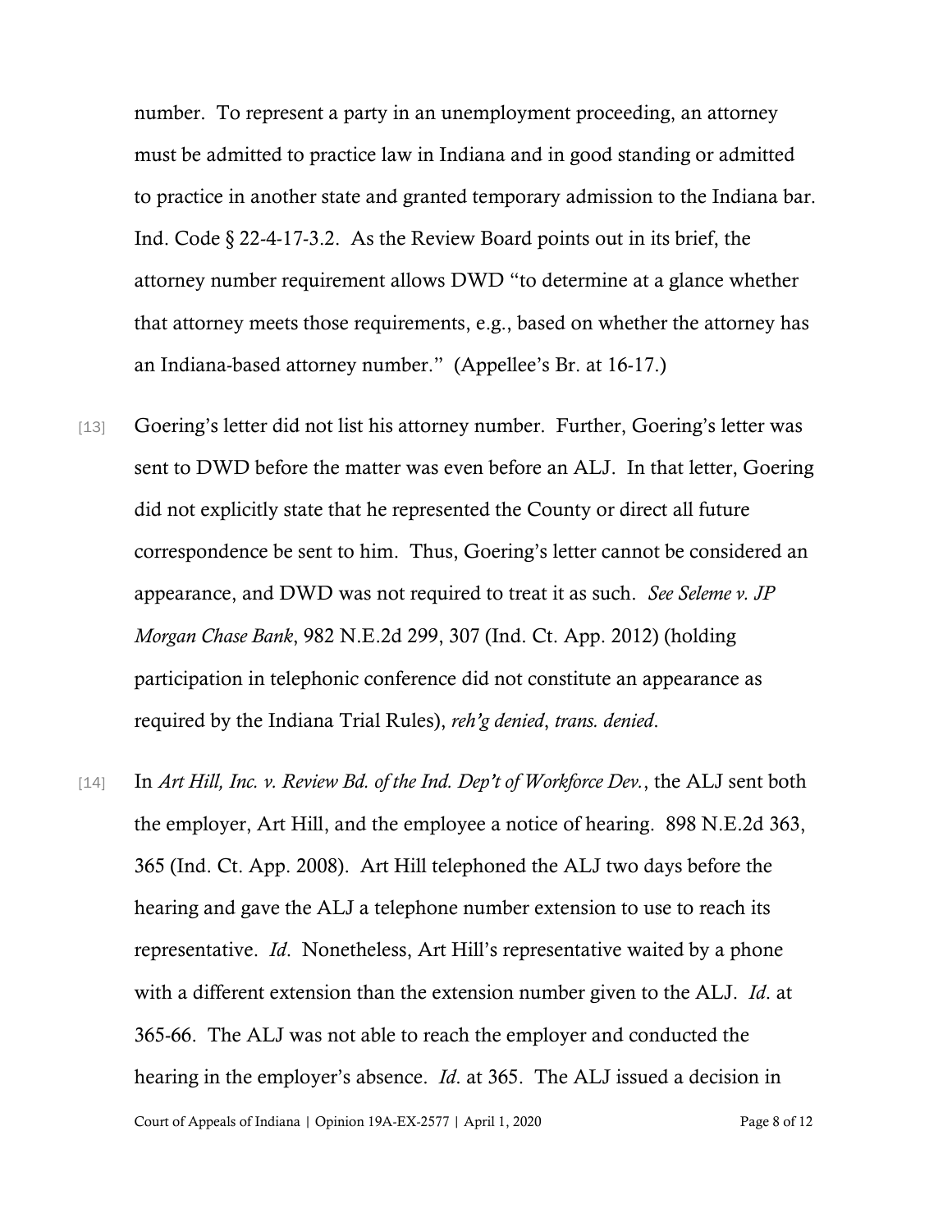number. To represent a party in an unemployment proceeding, an attorney must be admitted to practice law in Indiana and in good standing or admitted to practice in another state and granted temporary admission to the Indiana bar. Ind. Code § 22-4-17-3.2. As the Review Board points out in its brief, the attorney number requirement allows DWD "to determine at a glance whether that attorney meets those requirements, e.g., based on whether the attorney has an Indiana-based attorney number." (Appellee's Br. at 16-17.)

[13] Goering's letter did not list his attorney number. Further, Goering's letter was sent to DWD before the matter was even before an ALJ. In that letter, Goering did not explicitly state that he represented the County or direct all future correspondence be sent to him. Thus, Goering's letter cannot be considered an appearance, and DWD was not required to treat it as such. *See Seleme v. JP Morgan Chase Bank*, 982 N.E.2d 299, 307 (Ind. Ct. App. 2012) (holding participation in telephonic conference did not constitute an appearance as required by the Indiana Trial Rules), *reh'g denied*, *trans. denied*.

[14] In *Art Hill, Inc. v. Review Bd. of the Ind. Dep't of Workforce Dev.*, the ALJ sent both the employer, Art Hill, and the employee a notice of hearing. 898 N.E.2d 363, 365 (Ind. Ct. App. 2008). Art Hill telephoned the ALJ two days before the hearing and gave the ALJ a telephone number extension to use to reach its representative. *Id*. Nonetheless, Art Hill's representative waited by a phone with a different extension than the extension number given to the ALJ. *Id*. at 365-66. The ALJ was not able to reach the employer and conducted the hearing in the employer's absence. *Id*. at 365. The ALJ issued a decision in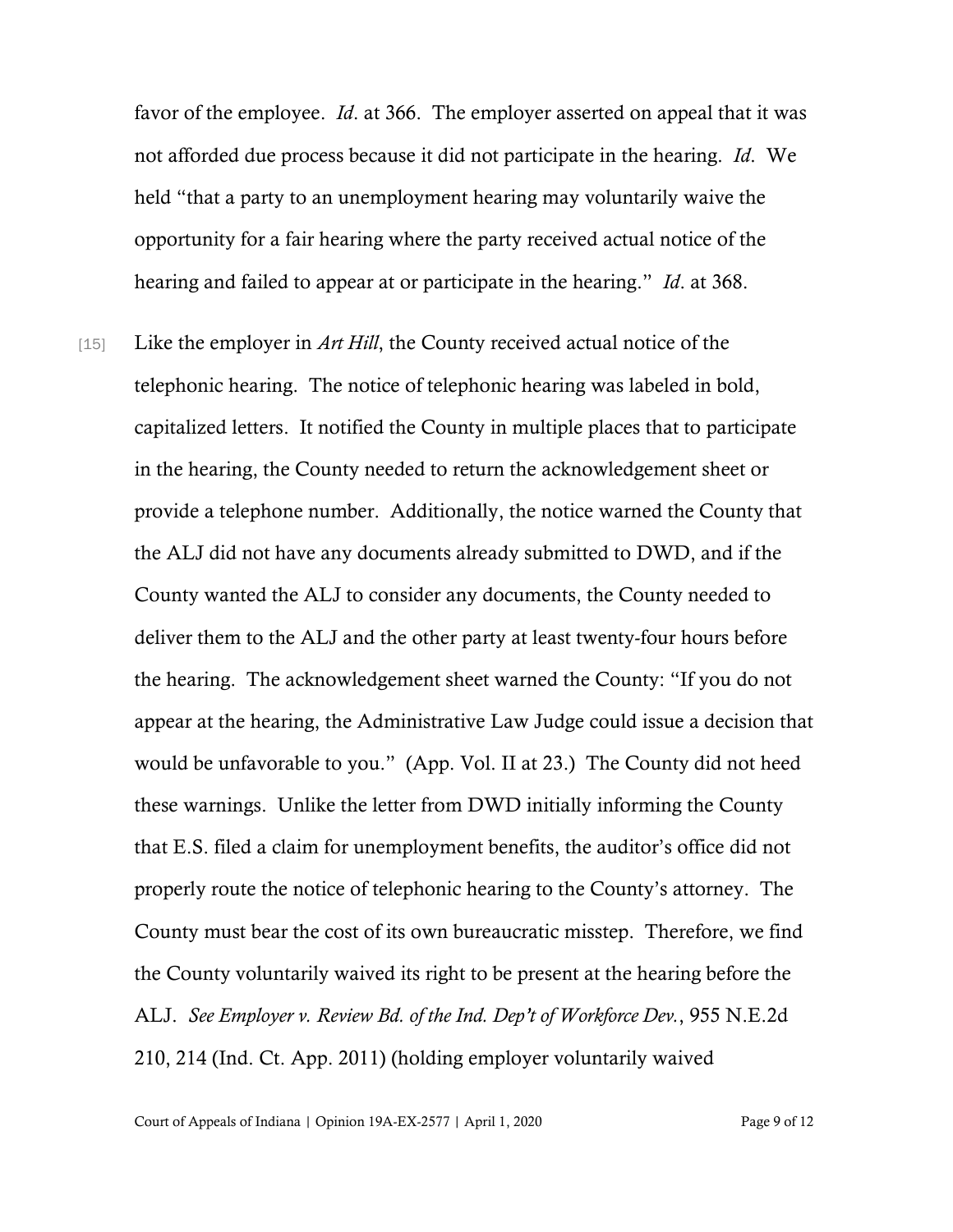favor of the employee. *Id*. at 366. The employer asserted on appeal that it was not afforded due process because it did not participate in the hearing. *Id*. We held "that a party to an unemployment hearing may voluntarily waive the opportunity for a fair hearing where the party received actual notice of the hearing and failed to appear at or participate in the hearing." *Id*. at 368.

[15] Like the employer in *Art Hill*, the County received actual notice of the telephonic hearing. The notice of telephonic hearing was labeled in bold, capitalized letters. It notified the County in multiple places that to participate in the hearing, the County needed to return the acknowledgement sheet or provide a telephone number. Additionally, the notice warned the County that the ALJ did not have any documents already submitted to DWD, and if the County wanted the ALJ to consider any documents, the County needed to deliver them to the ALJ and the other party at least twenty-four hours before the hearing. The acknowledgement sheet warned the County: "If you do not appear at the hearing, the Administrative Law Judge could issue a decision that would be unfavorable to you." (App. Vol. II at 23.) The County did not heed these warnings. Unlike the letter from DWD initially informing the County that E.S. filed a claim for unemployment benefits, the auditor's office did not properly route the notice of telephonic hearing to the County's attorney. The County must bear the cost of its own bureaucratic misstep. Therefore, we find the County voluntarily waived its right to be present at the hearing before the ALJ. *See Employer v. Review Bd. of the Ind. Dep't of Workforce Dev.*, 955 N.E.2d 210, 214 (Ind. Ct. App. 2011) (holding employer voluntarily waived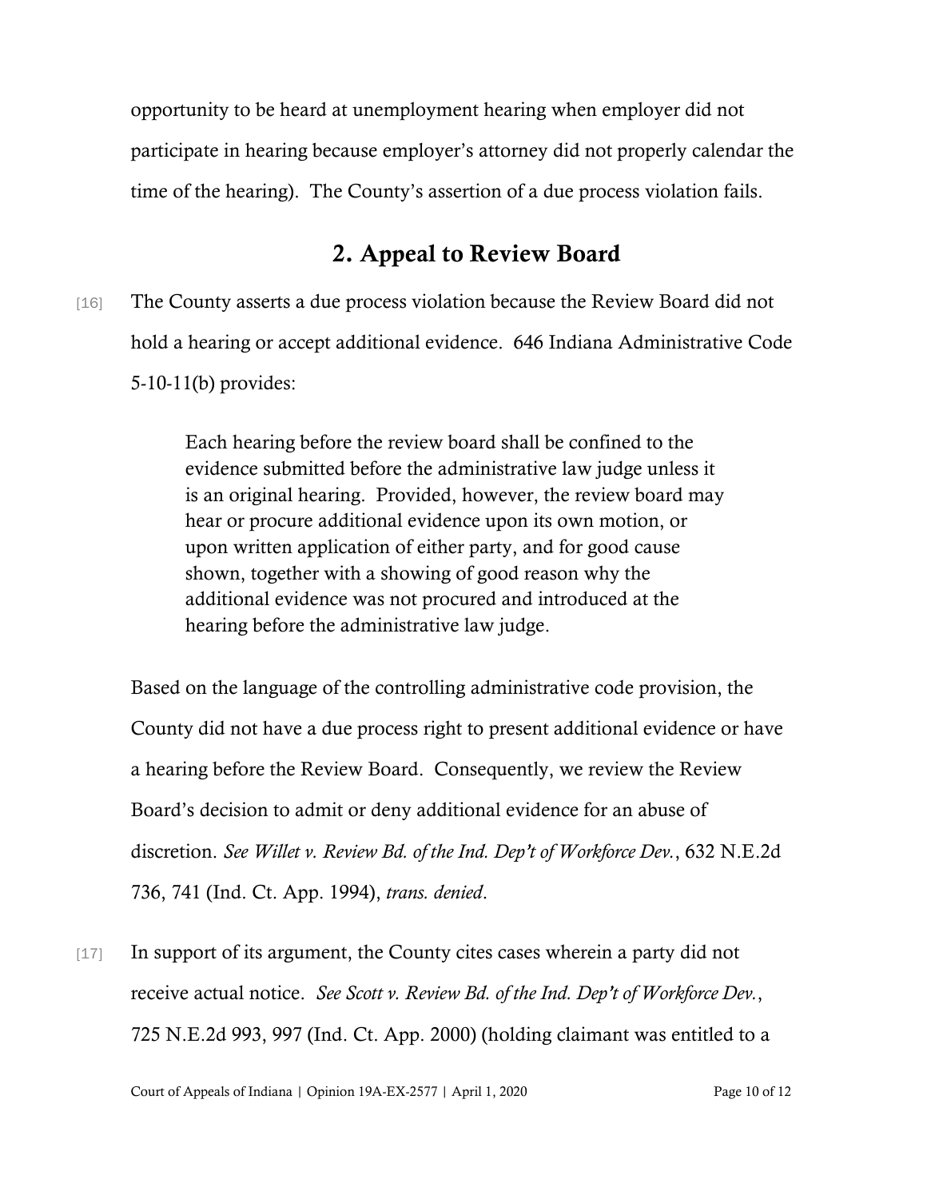opportunity to be heard at unemployment hearing when employer did not participate in hearing because employer's attorney did not properly calendar the time of the hearing). The County's assertion of a due process violation fails.

## 2. Appeal to Review Board

[16] The County asserts a due process violation because the Review Board did not hold a hearing or accept additional evidence. 646 Indiana Administrative Code 5-10-11(b) provides:

> Each hearing before the review board shall be confined to the evidence submitted before the administrative law judge unless it is an original hearing. Provided, however, the review board may hear or procure additional evidence upon its own motion, or upon written application of either party, and for good cause shown, together with a showing of good reason why the additional evidence was not procured and introduced at the hearing before the administrative law judge.

Based on the language of the controlling administrative code provision, the County did not have a due process right to present additional evidence or have a hearing before the Review Board. Consequently, we review the Review Board's decision to admit or deny additional evidence for an abuse of discretion. *See Willet v. Review Bd. of the Ind. Dep't of Workforce Dev.*, 632 N.E.2d 736, 741 (Ind. Ct. App. 1994), *trans. denied*.

[17] In support of its argument, the County cites cases wherein a party did not receive actual notice. *See Scott v. Review Bd. of the Ind. Dep't of Workforce Dev.*, 725 N.E.2d 993, 997 (Ind. Ct. App. 2000) (holding claimant was entitled to a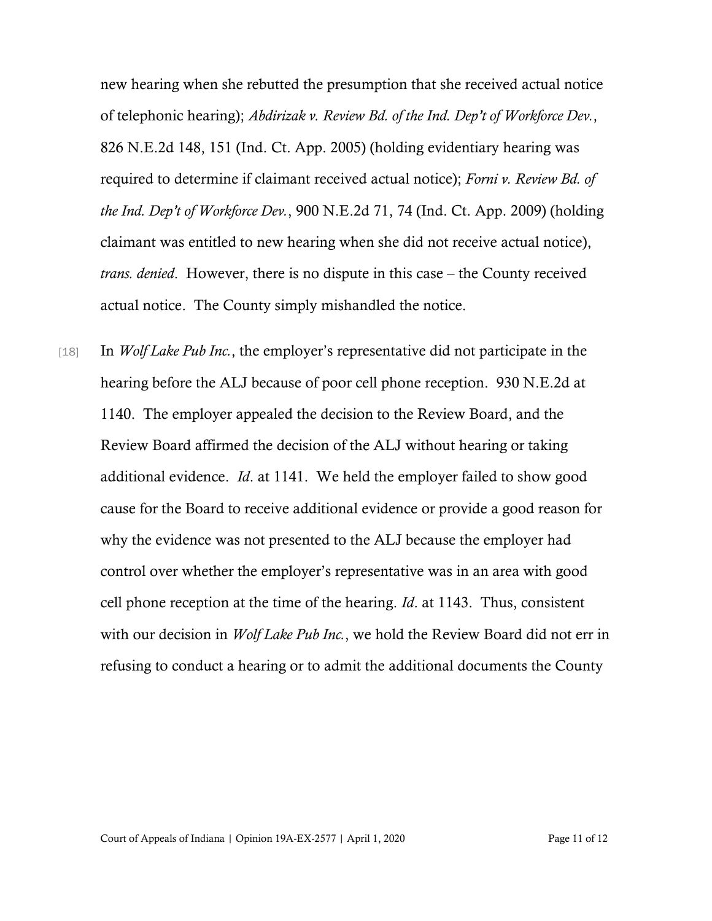new hearing when she rebutted the presumption that she received actual notice of telephonic hearing); *Abdirizak v. Review Bd. of the Ind. Dep't of Workforce Dev.*, 826 N.E.2d 148, 151 (Ind. Ct. App. 2005) (holding evidentiary hearing was required to determine if claimant received actual notice); *Forni v. Review Bd. of the Ind. Dep't of Workforce Dev.*, 900 N.E.2d 71, 74 (Ind. Ct. App. 2009) (holding claimant was entitled to new hearing when she did not receive actual notice), *trans. denied*. However, there is no dispute in this case – the County received actual notice. The County simply mishandled the notice.

[18] In *Wolf Lake Pub Inc.*, the employer's representative did not participate in the hearing before the ALJ because of poor cell phone reception. 930 N.E.2d at 1140. The employer appealed the decision to the Review Board, and the Review Board affirmed the decision of the ALJ without hearing or taking additional evidence. *Id*. at 1141. We held the employer failed to show good cause for the Board to receive additional evidence or provide a good reason for why the evidence was not presented to the ALJ because the employer had control over whether the employer's representative was in an area with good cell phone reception at the time of the hearing. *Id*. at 1143. Thus, consistent with our decision in *Wolf Lake Pub Inc.*, we hold the Review Board did not err in refusing to conduct a hearing or to admit the additional documents the County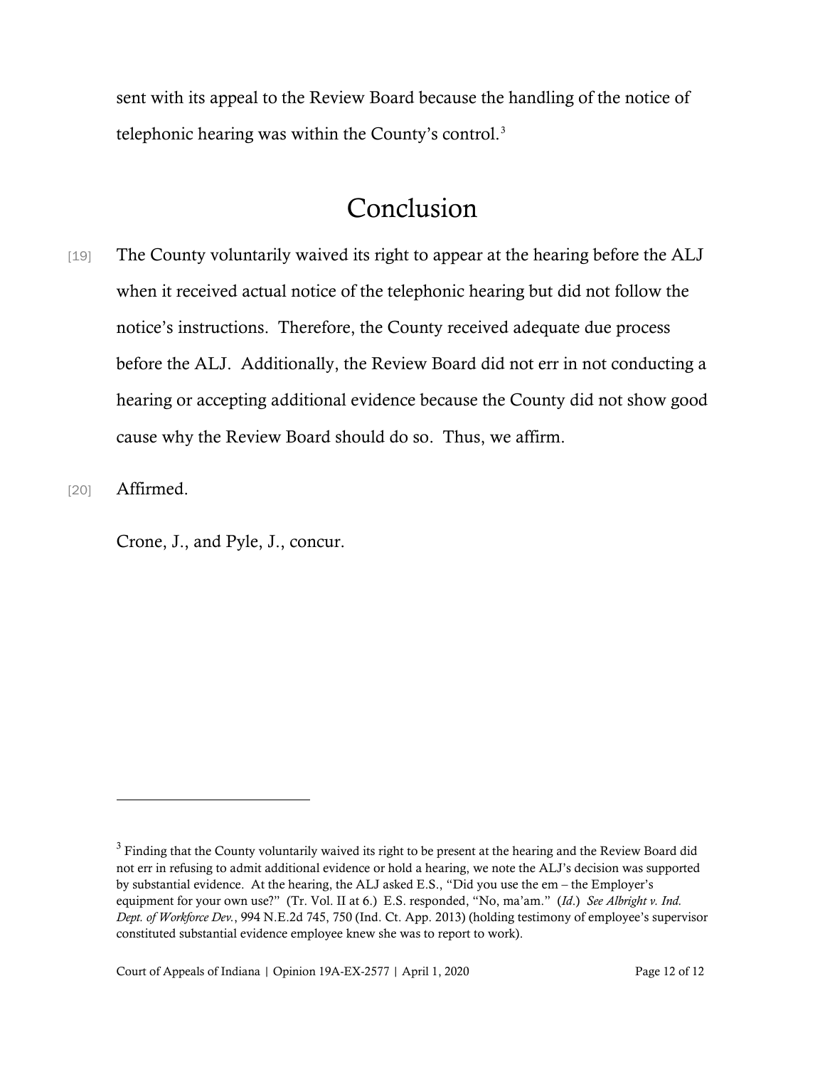sent with its appeal to the Review Board because the handling of the notice of telephonic hearing was within the County's control.[3]

# Conclusion

[19] The County voluntarily waived its right to appear at the hearing before the ALJ when it received actual notice of the telephonic hearing but did not follow the notice's instructions. Therefore, the County received adequate due process before the ALJ. Additionally, the Review Board did not err in not conducting a hearing or accepting additional evidence because the County did not show good cause why the Review Board should do so. Thus, we affirm.

[20] Affirmed.

Crone, J., and Pyle, J., concur.

---

[3] Finding that the County voluntarily waived its right to be present at the hearing and the Review Board did not err in refusing to admit additional evidence or hold a hearing, we note the ALJ's decision was supported by substantial evidence. At the hearing, the ALJ asked E.S., "Did you use the em – the Employer's equipment for your own use?" (Tr. Vol. II at 6.) E.S. responded, "No, ma'am." (*Id*.) *See Albright v. Ind. Dept. of Workforce Dev.*, 994 N.E.2d 745, 750 (Ind. Ct. App. 2013) (holding testimony of employee's supervisor constituted substantial evidence employee knew she was to report to work).